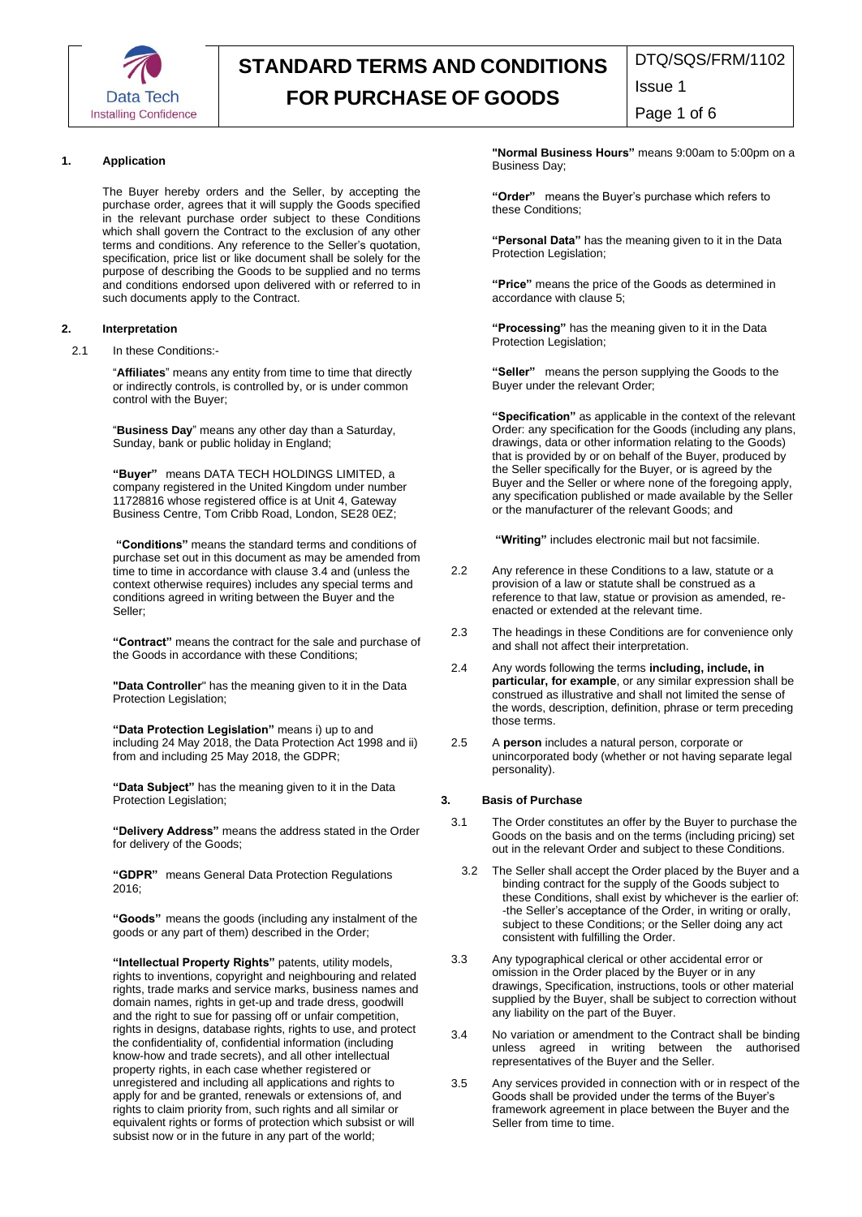# STANDARD TERMS AND CONDITIONS FOR PURCHASE OF GOODS

## 1. Application

The Buyer hereby orders and the Seller, by accepting the purchase order, agrees that it will supply the Goods specified in the relevant purchase order subject to these Conditions which shall govern the Contract to the exclusion of any other terms and conditions. Any reference to the Seller's quotation, specification, price list or like document shall be solely for the purpose of describing the Goods to be supplied and no terms and conditions endorsed upon delivered with or referred to in such documents apply to the Contract.

## 2. Interpretation

2.1 In these Conditions:-

"**Affiliates**" means any entity from time to time that directly or indirectly controls, is controlled by, or is under common control with the Buyer;

"**Business Day**" means any other day than a Saturday, Sunday, bank or public holiday in England;

**"Buyer"** means DATA TECH HOLDINGS LIMITED, a company registered in the United Kingdom under number 11728816 whose registered office is at Unit 4, Gateway Business Centre, Tom Cribb Road, London, SE28 0EZ;

**"Conditions"** means the standard terms and conditions of purchase set out in this document as may be amended from time to time in accordance with clause 3.4 and (unless the context otherwise requires) includes any special terms and conditions agreed in writing between the Buyer and the Seller;

**"Contract"** means the contract for the sale and purchase of the Goods in accordance with these Conditions;

**"Data Controller"** has the meaning given to it in the Data Protection Legislation;

**"Data Protection Legislation"** means i) up to and including 24 May 2018, the Data Protection Act 1998 and ii) from and including 25 May 2018, the GDPR;

**"Data Subject"** has the meaning given to it in the Data Protection Legislation;

**"Delivery Address"** means the address stated in the Order for delivery of the Goods;

**"GDPR"** means General Data Protection Regulations 2016;

**"Goods"** means the goods (including any instalment of the goods or any part of them) described in the Order;

**"Intellectual Property Rights"** patents, utility models, rights to inventions, copyright and neighbouring and related rights, trade marks and service marks, business names and domain names, rights in get-up and trade dress, goodwill and the right to sue for passing off or unfair competition, rights in designs, database rights, rights to use, and protect the confidentiality of, confidential information (including know-how and trade secrets), and all other intellectual property rights, in each case whether registered or unregistered and including all applications and rights to apply for and be granted, renewals or extensions of, and rights to claim priority from, such rights and all similar or equivalent rights or forms of protection which subsist or will subsist now or in the future in any part of the world;

**"Normal Business Hours"** means 9:00am to 5:00pm on a Business Day;

**"Order"** means the Buyer's purchase which refers to these Conditions;

**"Personal Data"** has the meaning given to it in the Data Protection Legislation;

**"Price"** means the price of the Goods as determined in accordance with clause 5;

**"Processing"** has the meaning given to it in the Data Protection Legislation;

**"Seller"** means the person supplying the Goods to the Buyer under the relevant Order;

**"Specification"** as applicable in the context of the relevant Order: any specification for the Goods (including any plans, drawings, data or other information relating to the Goods) that is provided by or on behalf of the Buyer, produced by the Seller specifically for the Buyer, or is agreed by the Buyer and the Seller or where none of the foregoing apply, any specification published or made available by the Seller or the manufacturer of the relevant Goods; and

**"Writing"** includes electronic mail but not facsimile.

2.2 Any reference in these Conditions to a law, statute or a provision of a law or statute shall be construed as a reference to that law, statue or provision as amended, re-enacted or extended at the relevant time.

2.3 The headings in these Conditions are for convenience only and shall not affect their interpretation.

2.4 Any words following the terms **including, include, in particular, for example**, or any similar expression shall be construed as illustrative and shall not limited the sense of the words, description, definition, phrase or term preceding those terms.

2.5 A **person** includes a natural person, corporate or unincorporated body (whether or not having separate legal personality).

## 3. Basis of Purchase

3.1 The Order constitutes an offer by the Buyer to purchase the Goods on the basis and on the terms (including pricing) set out in the relevant Order and subject to these Conditions.

3.2 The Seller shall accept the Order placed by the Buyer and a binding contract for the supply of the Goods subject to these Conditions, shall exist by whichever is the earlier of: -the Seller's acceptance of the Order, in writing or orally, subject to these Conditions; or the Seller doing any act consistent with fulfilling the Order.

3.3 Any typographical clerical or other accidental error or omission in the Order placed by the Buyer or in any drawings, Specification, instructions, tools or other material supplied by the Buyer, shall be subject to correction without any liability on the part of the Buyer.

3.4 No variation or amendment to the Contract shall be binding unless agreed in writing between the authorised representatives of the Buyer and the Seller.

3.5 Any services provided in connection with or in respect of the Goods shall be provided under the terms of the Buyer's framework agreement in place between the Buyer and the Seller from time to time.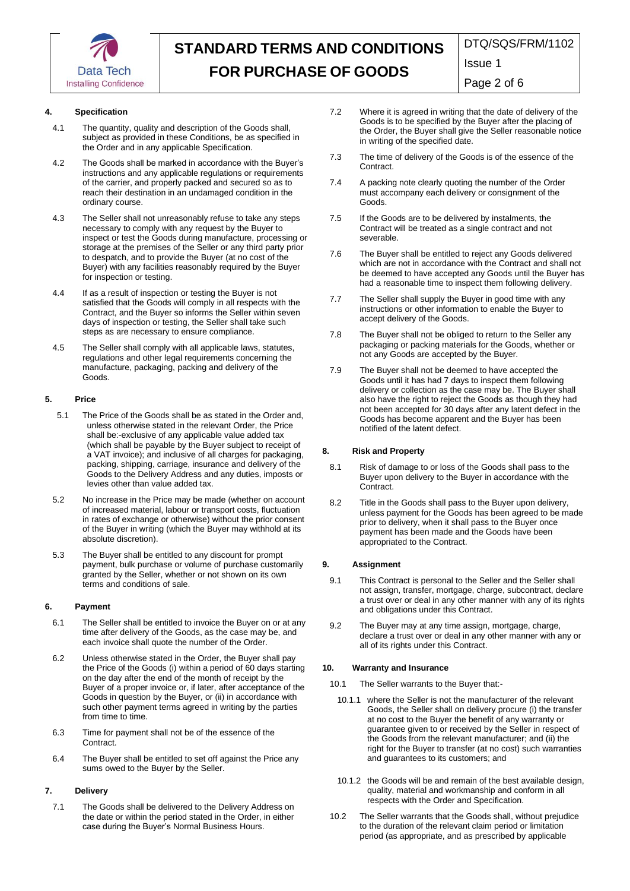## 4. Specification

4.1 The quantity, quality and description of the Goods shall, subject as provided in these Conditions, be as specified in the Order and in any applicable Specification.

4.2 The Goods shall be marked in accordance with the Buyer's instructions and any applicable regulations or requirements of the carrier, and properly packed and secured so as to reach their destination in an undamaged condition in the ordinary course.

4.3 The Seller shall not unreasonably refuse to take any steps necessary to comply with any request by the Buyer to inspect or test the Goods during manufacture, processing or storage at the premises of the Seller or any third party prior to despatch, and to provide the Buyer (at no cost of the Buyer) with any facilities reasonably required by the Buyer for inspection or testing.

4.4 If as a result of inspection or testing the Buyer is not satisfied that the Goods will comply in all respects with the Contract, and the Buyer so informs the Seller within seven days of inspection or testing, the Seller shall take such steps as are necessary to ensure compliance.

4.5 The Seller shall comply with all applicable laws, statutes, regulations and other legal requirements concerning the manufacture, packaging, packing and delivery of the Goods.

## 5. Price

5.1 The Price of the Goods shall be as stated in the Order and, unless otherwise stated in the relevant Order, the Price shall be:-exclusive of any applicable value added tax (which shall be payable by the Buyer subject to receipt of a VAT invoice); and inclusive of all charges for packaging, packing, shipping, carriage, insurance and delivery of the Goods to the Delivery Address and any duties, imposts or levies other than value added tax.

5.2 No increase in the Price may be made (whether on account of increased material, labour or transport costs, fluctuation in rates of exchange or otherwise) without the prior consent of the Buyer in writing (which the Buyer may withhold at its absolute discretion).

5.3 The Buyer shall be entitled to any discount for prompt payment, bulk purchase or volume of purchase customarily granted by the Seller, whether or not shown on its own terms and conditions of sale.

## 6. Payment

6.1 The Seller shall be entitled to invoice the Buyer on or at any time after delivery of the Goods, as the case may be, and each invoice shall quote the number of the Order.

6.2 Unless otherwise stated in the Order, the Buyer shall pay the Price of the Goods (i) within a period of 60 days starting on the day after the end of the month of receipt by the Buyer of a proper invoice or, if later, after acceptance of the Goods in question by the Buyer, or (ii) in accordance with such other payment terms agreed in writing by the parties from time to time.

6.3 Time for payment shall not be of the essence of the Contract.

6.4 The Buyer shall be entitled to set off against the Price any sums owed to the Buyer by the Seller.

## 7. Delivery

7.1 The Goods shall be delivered to the Delivery Address on the date or within the period stated in the Order, in either case during the Buyer's Normal Business Hours.

7.2 Where it is agreed in writing that the date of delivery of the Goods is to be specified by the Buyer after the placing of the Order, the Buyer shall give the Seller reasonable notice in writing of the specified date.

7.3 The time of delivery of the Goods is of the essence of the Contract.

7.4 A packing note clearly quoting the number of the Order must accompany each delivery or consignment of the Goods.

7.5 If the Goods are to be delivered by instalments, the Contract will be treated as a single contract and not severable.

7.6 The Buyer shall be entitled to reject any Goods delivered which are not in accordance with the Contract and shall not be deemed to have accepted any Goods until the Buyer has had a reasonable time to inspect them following delivery.

7.7 The Seller shall supply the Buyer in good time with any instructions or other information to enable the Buyer to accept delivery of the Goods.

7.8 The Buyer shall not be obliged to return to the Seller any packaging or packing materials for the Goods, whether or not any Goods are accepted by the Buyer.

7.9 The Buyer shall not be deemed to have accepted the Goods until it has had 7 days to inspect them following delivery or collection as the case may be. The Buyer shall also have the right to reject the Goods as though they had not been accepted for 30 days after any latent defect in the Goods has become apparent and the Buyer has been notified of the latent defect.

## 8. Risk and Property

8.1 Risk of damage to or loss of the Goods shall pass to the Buyer upon delivery to the Buyer in accordance with the Contract.

8.2 Title in the Goods shall pass to the Buyer upon delivery, unless payment for the Goods has been agreed to be made prior to delivery, when it shall pass to the Buyer once payment has been made and the Goods have been appropriated to the Contract.

## 9. Assignment

9.1 This Contract is personal to the Seller and the Seller shall not assign, transfer, mortgage, charge, subcontract, declare a trust over or deal in any other manner with any of its rights and obligations under this Contract.

9.2 The Buyer may at any time assign, mortgage, charge, declare a trust over or deal in any other manner with any or all of its rights under this Contract.

## 10. Warranty and Insurance

10.1 The Seller warrants to the Buyer that:-

10.1.1 where the Seller is not the manufacturer of the relevant Goods, the Seller shall on delivery procure (i) the transfer at no cost to the Buyer the benefit of any warranty or guarantee given to or received by the Seller in respect of the Goods from the relevant manufacturer; and (ii) the right for the Buyer to transfer (at no cost) such warranties and guarantees to its customers; and

10.1.2 the Goods will be and remain of the best available design, quality, material and workmanship and conform in all respects with the Order and Specification.

10.2 The Seller warrants that the Goods shall, without prejudice to the duration of the relevant claim period or limitation period (as appropriate, and as prescribed by applicable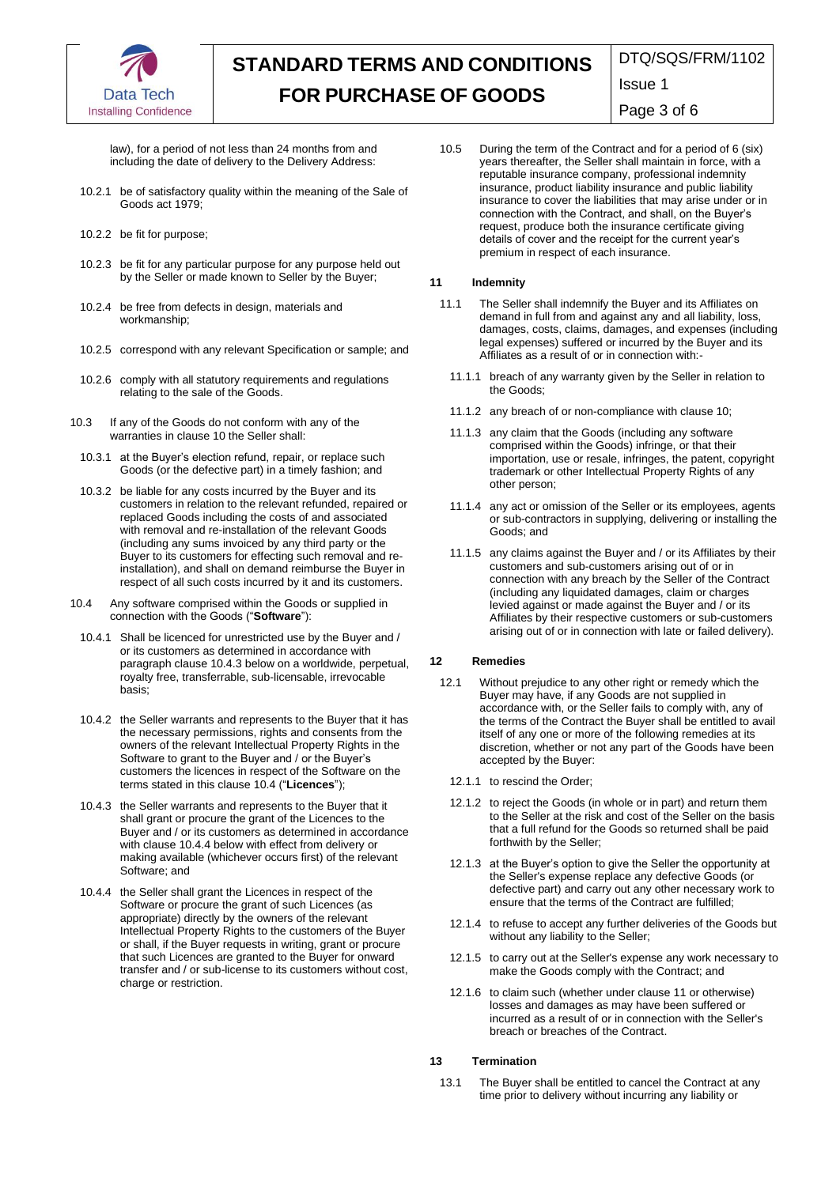law), for a period of not less than 24 months from and including the date of delivery to the Delivery Address:

10.2.1 be of satisfactory quality within the meaning of the Sale of Goods act 1979;

10.2.2 be fit for purpose;

10.2.3 be fit for any particular purpose for any purpose held out by the Seller or made known to Seller by the Buyer;

10.2.4 be free from defects in design, materials and workmanship;

10.2.5 correspond with any relevant Specification or sample; and

10.2.6 comply with all statutory requirements and regulations relating to the sale of the Goods.

10.3 If any of the Goods do not conform with any of the warranties in clause 10 the Seller shall:

10.3.1 at the Buyer's election refund, repair, or replace such Goods (or the defective part) in a timely fashion; and

10.3.2 be liable for any costs incurred by the Buyer and its customers in relation to the relevant refunded, repaired or replaced Goods including the costs of and associated with removal and re-installation of the relevant Goods (including any sums invoiced by any third party or the Buyer to its customers for effecting such removal and re-installation), and shall on demand reimburse the Buyer in respect of all such costs incurred by it and its customers.

10.4 Any software comprised within the Goods or supplied in connection with the Goods ("**Software**"):

10.4.1 Shall be licenced for unrestricted use by the Buyer and / or its customers as determined in accordance with paragraph clause 10.4.3 below on a worldwide, perpetual, royalty free, transferrable, sub-licensable, irrevocable basis;

10.4.2 the Seller warrants and represents to the Buyer that it has the necessary permissions, rights and consents from the owners of the relevant Intellectual Property Rights in the Software to grant to the Buyer and / or the Buyer's customers the licences in respect of the Software on the terms stated in this clause 10.4 ("**Licences**");

10.4.3 the Seller warrants and represents to the Buyer that it shall grant or procure the grant of the Licences to the Buyer and / or its customers as determined in accordance with clause 10.4.4 below with effect from delivery or making available (whichever occurs first) of the relevant Software; and

10.4.4 the Seller shall grant the Licences in respect of the Software or procure the grant of such Licences (as appropriate) directly by the owners of the relevant Intellectual Property Rights to the customers of the Buyer or shall, if the Buyer requests in writing, grant or procure that such Licences are granted to the Buyer for onward transfer and / or sub-license to its customers without cost, charge or restriction.

10.5 During the term of the Contract and for a period of 6 (six) years thereafter, the Seller shall maintain in force, with a reputable insurance company, professional indemnity insurance, product liability insurance and public liability insurance to cover the liabilities that may arise under or in connection with the Contract, and shall, on the Buyer's request, produce both the insurance certificate giving details of cover and the receipt for the current year's premium in respect of each insurance.

## 11 Indemnity

11.1 The Seller shall indemnify the Buyer and its Affiliates on demand in full from and against any and all liability, loss, damages, costs, claims, damages, and expenses (including legal expenses) suffered or incurred by the Buyer and its Affiliates as a result of or in connection with:-

11.1.1 breach of any warranty given by the Seller in relation to the Goods;

11.1.2 any breach of or non-compliance with clause 10;

11.1.3 any claim that the Goods (including any software comprised within the Goods) infringe, or that their importation, use or resale, infringes, the patent, copyright trademark or other Intellectual Property Rights of any other person;

11.1.4 any act or omission of the Seller or its employees, agents or sub-contractors in supplying, delivering or installing the Goods; and

11.1.5 any claims against the Buyer and / or its Affiliates by their customers and sub-customers arising out of or in connection with any breach by the Seller of the Contract (including any liquidated damages, claim or charges levied against or made against the Buyer and / or its Affiliates by their respective customers or sub-customers arising out of or in connection with late or failed delivery).

## 12 Remedies

12.1 Without prejudice to any other right or remedy which the Buyer may have, if any Goods are not supplied in accordance with, or the Seller fails to comply with, any of the terms of the Contract the Buyer shall be entitled to avail itself of any one or more of the following remedies at its discretion, whether or not any part of the Goods have been accepted by the Buyer:

12.1.1 to rescind the Order;

12.1.2 to reject the Goods (in whole or in part) and return them to the Seller at the risk and cost of the Seller on the basis that a full refund for the Goods so returned shall be paid forthwith by the Seller;

12.1.3 at the Buyer's option to give the Seller the opportunity at the Seller's expense replace any defective Goods (or defective part) and carry out any other necessary work to ensure that the terms of the Contract are fulfilled;

12.1.4 to refuse to accept any further deliveries of the Goods but without any liability to the Seller;

12.1.5 to carry out at the Seller's expense any work necessary to make the Goods comply with the Contract; and

12.1.6 to claim such (whether under clause 11 or otherwise) losses and damages as may have been suffered or incurred as a result of or in connection with the Seller's breach or breaches of the Contract.

## 13 Termination

13.1 The Buyer shall be entitled to cancel the Contract at any time prior to delivery without incurring any liability or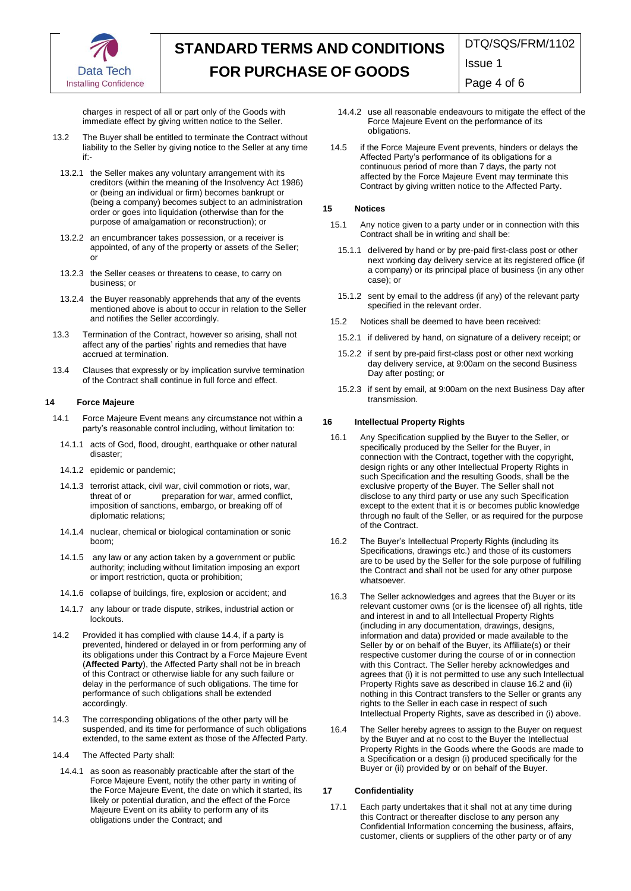charges in respect of all or part only of the Goods with immediate effect by giving written notice to the Seller.

13.2 The Buyer shall be entitled to terminate the Contract without liability to the Seller by giving notice to the Seller at any time if:-

13.2.1 the Seller makes any voluntary arrangement with its creditors (within the meaning of the Insolvency Act 1986) or (being an individual or firm) becomes bankrupt or (being a company) becomes subject to an administration order or goes into liquidation (otherwise than for the purpose of amalgamation or reconstruction); or

13.2.2 an encumbrancer takes possession, or a receiver is appointed, of any of the property or assets of the Seller; or

13.2.3 the Seller ceases or threatens to cease, to carry on business; or

13.2.4 the Buyer reasonably apprehends that any of the events mentioned above is about to occur in relation to the Seller and notifies the Seller accordingly.

13.3 Termination of the Contract, however so arising, shall not affect any of the parties' rights and remedies that have accrued at termination.

13.4 Clauses that expressly or by implication survive termination of the Contract shall continue in full force and effect.

## 14 Force Majeure

14.1 Force Majeure Event means any circumstance not within a party's reasonable control including, without limitation to:

14.1.1 acts of God, flood, drought, earthquake or other natural disaster;

14.1.2 epidemic or pandemic;

14.1.3 terrorist attack, civil war, civil commotion or riots, war, threat of or preparation for war, armed conflict, imposition of sanctions, embargo, or breaking off of diplomatic relations;

14.1.4 nuclear, chemical or biological contamination or sonic boom;

14.1.5 any law or any action taken by a government or public authority; including without limitation imposing an export or import restriction, quota or prohibition;

14.1.6 collapse of buildings, fire, explosion or accident; and

14.1.7 any labour or trade dispute, strikes, industrial action or lockouts.

14.2 Provided it has complied with clause 14.4, if a party is prevented, hindered or delayed in or from performing any of its obligations under this Contract by a Force Majeure Event (**Affected Party**), the Affected Party shall not be in breach of this Contract or otherwise liable for any such failure or delay in the performance of such obligations. The time for performance of such obligations shall be extended accordingly.

14.3 The corresponding obligations of the other party will be suspended, and its time for performance of such obligations extended, to the same extent as those of the Affected Party.

14.4 The Affected Party shall:

14.4.1 as soon as reasonably practicable after the start of the Force Majeure Event, notify the other party in writing of the Force Majeure Event, the date on which it started, its likely or potential duration, and the effect of the Force Majeure Event on its ability to perform any of its obligations under the Contract; and

14.4.2 use all reasonable endeavours to mitigate the effect of the Force Majeure Event on the performance of its obligations.

14.5 if the Force Majeure Event prevents, hinders or delays the Affected Party's performance of its obligations for a continuous period of more than 7 days, the party not affected by the Force Majeure Event may terminate this Contract by giving written notice to the Affected Party.

## 15 Notices

15.1 Any notice given to a party under or in connection with this Contract shall be in writing and shall be:

15.1.1 delivered by hand or by pre-paid first-class post or other next working day delivery service at its registered office (if a company) or its principal place of business (in any other case); or

15.1.2 sent by email to the address (if any) of the relevant party specified in the relevant order.

15.2 Notices shall be deemed to have been received:

15.2.1 if delivered by hand, on signature of a delivery receipt; or

15.2.2 if sent by pre-paid first-class post or other next working day delivery service, at 9:00am on the second Business Day after posting; or

15.2.3 if sent by email, at 9:00am on the next Business Day after transmission.

## 16 Intellectual Property Rights

16.1 Any Specification supplied by the Buyer to the Seller, or specifically produced by the Seller for the Buyer, in connection with the Contract, together with the copyright, design rights or any other Intellectual Property Rights in such Specification and the resulting Goods, shall be the exclusive property of the Buyer. The Seller shall not disclose to any third party or use any such Specification except to the extent that it is or becomes public knowledge through no fault of the Seller, or as required for the purpose of the Contract.

16.2 The Buyer's Intellectual Property Rights (including its Specifications, drawings etc.) and those of its customers are to be used by the Seller for the sole purpose of fulfilling the Contract and shall not be used for any other purpose whatsoever.

16.3 The Seller acknowledges and agrees that the Buyer or its relevant customer owns (or is the licensee of) all rights, title and interest in and to all Intellectual Property Rights (including in any documentation, drawings, designs, information and data) provided or made available to the Seller by or on behalf of the Buyer, its Affiliate(s) or their respective customer during the course of or in connection with this Contract. The Seller hereby acknowledges and agrees that (i) it is not permitted to use any such Intellectual Property Rights save as described in clause 16.2 and (ii) nothing in this Contract transfers to the Seller or grants any rights to the Seller in each case in respect of such Intellectual Property Rights, save as described in (i) above.

16.4 The Seller hereby agrees to assign to the Buyer on request by the Buyer and at no cost to the Buyer the Intellectual Property Rights in the Goods where the Goods are made to a Specification or a design (i) produced specifically for the Buyer or (ii) provided by or on behalf of the Buyer.

## 17 Confidentiality

17.1 Each party undertakes that it shall not at any time during this Contract or thereafter disclose to any person any Confidential Information concerning the business, affairs, customer, clients or suppliers of the other party or of any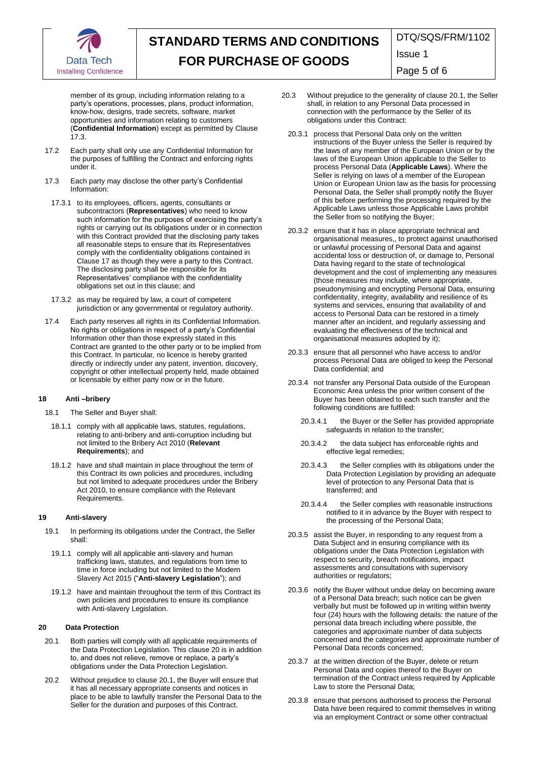member of its group, including information relating to a party's operations, processes, plans, product information, know-how, designs, trade secrets, software, market opportunities and information relating to customers (**Confidential Information**) except as permitted by Clause 17.3.

17.2 Each party shall only use any Confidential Information for the purposes of fulfilling the Contract and enforcing rights under it.

17.3 Each party may disclose the other party's Confidential Information:

17.3.1 to its employees, officers, agents, consultants or subcontractors (**Representatives**) who need to know such information for the purposes of exercising the party's rights or carrying out its obligations under or in connection with this Contract provided that the disclosing party takes all reasonable steps to ensure that its Representatives comply with the confidentiality obligations contained in Clause 17 as though they were a party to this Contract. The disclosing party shall be responsible for its Representatives' compliance with the confidentiality obligations set out in this clause; and

17.3.2 as may be required by law, a court of competent jurisdiction or any governmental or regulatory authority.

17.4 Each party reserves all rights in its Confidential Information. No rights or obligations in respect of a party's Confidential Information other than those expressly stated in this Contract are granted to the other party or to be implied from this Contract. In particular, no licence is hereby granted directly or indirectly under any patent, invention, discovery, copyright or other intellectual property held, made obtained or licensable by either party now or in the future.

**18 Anti –bribery**

18.1 The Seller and Buyer shall:

18.1.1 comply with all applicable laws, statutes, regulations, relating to anti-bribery and anti-corruption including but not limited to the Bribery Act 2010 (**Relevant Requirements**); and

18.1.2 have and shall maintain in place throughout the term of this Contract its own policies and procedures, including but not limited to adequate procedures under the Bribery Act 2010, to ensure compliance with the Relevant Requirements.

**19 Anti-slavery**

19.1 In performing its obligations under the Contract, the Seller shall:

19.1.1 comply will all applicable anti-slavery and human trafficking laws, statutes, and regulations from time to time in force including but not limited to the Modern Slavery Act 2015 ("**Anti-slavery Legislation**"); and

19.1.2 have and maintain throughout the term of this Contract its own policies and procedures to ensure its compliance with Anti-slavery Legislation.

**20 Data Protection**

20.1 Both parties will comply with all applicable requirements of the Data Protection Legislation. This clause 20 is in addition to, and does not relieve, remove or replace, a party's obligations under the Data Protection Legislation.

20.2 Without prejudice to clause 20.1, the Buyer will ensure that it has all necessary appropriate consents and notices in place to be able to lawfully transfer the Personal Data to the Seller for the duration and purposes of this Contract.

20.3 Without prejudice to the generality of clause 20.1, the Seller shall, in relation to any Personal Data processed in connection with the performance by the Seller of its obligations under this Contract:

20.3.1 process that Personal Data only on the written instructions of the Buyer unless the Seller is required by the laws of any member of the European Union or by the laws of the European Union applicable to the Seller to process Personal Data (**Applicable Laws**). Where the Seller is relying on laws of a member of the European Union or European Union law as the basis for processing Personal Data, the Seller shall promptly notify the Buyer of this before performing the processing required by the Applicable Laws unless those Applicable Laws prohibit the Seller from so notifying the Buyer;

20.3.2 ensure that it has in place appropriate technical and organisational measures,, to protect against unauthorised or unlawful processing of Personal Data and against accidental loss or destruction of, or damage to, Personal Data having regard to the state of technological development and the cost of implementing any measures (those measures may include, where appropriate, pseudonymising and encrypting Personal Data, ensuring confidentiality, integrity, availability and resilience of its systems and services, ensuring that availability of and access to Personal Data can be restored in a timely manner after an incident, and regularly assessing and evaluating the effectiveness of the technical and organisational measures adopted by it);

20.3.3 ensure that all personnel who have access to and/or process Personal Data are obliged to keep the Personal Data confidential; and

20.3.4 not transfer any Personal Data outside of the European Economic Area unless the prior written consent of the Buyer has been obtained to each such transfer and the following conditions are fulfilled:

20.3.4.1 the Buyer or the Seller has provided appropriate safeguards in relation to the transfer;

20.3.4.2 the data subject has enforceable rights and effective legal remedies;

20.3.4.3 the Seller complies with its obligations under the Data Protection Legislation by providing an adequate level of protection to any Personal Data that is transferred; and

20.3.4.4 the Seller complies with reasonable instructions notified to it in advance by the Buyer with respect to the processing of the Personal Data;

20.3.5 assist the Buyer, in responding to any request from a Data Subject and in ensuring compliance with its obligations under the Data Protection Legislation with respect to security, breach notifications, impact assessments and consultations with supervisory authorities or regulators;

20.3.6 notify the Buyer without undue delay on becoming aware of a Personal Data breach; such notice can be given verbally but must be followed up in writing within twenty four (24) hours with the following details: the nature of the personal data breach including where possible, the categories and approximate number of data subjects concerned and the categories and approximate number of Personal Data records concerned;

20.3.7 at the written direction of the Buyer, delete or return Personal Data and copies thereof to the Buyer on termination of the Contract unless required by Applicable Law to store the Personal Data;

20.3.8 ensure that persons authorised to process the Personal Data have been required to commit themselves in writing via an employment Contract or some other contractual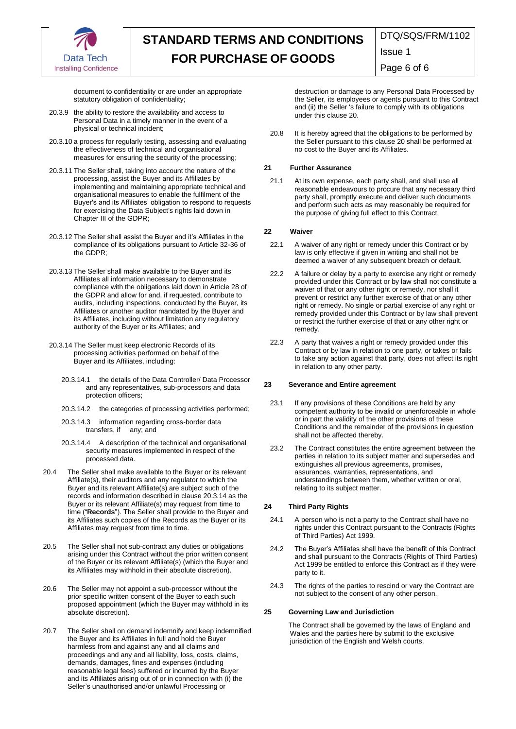document to confidentiality or are under an appropriate statutory obligation of confidentiality;

20.3.9 the ability to restore the availability and access to Personal Data in a timely manner in the event of a physical or technical incident;

20.3.10 a process for regularly testing, assessing and evaluating the effectiveness of technical and organisational measures for ensuring the security of the processing;

20.3.11 The Seller shall, taking into account the nature of the processing, assist the Buyer and its Affiliates by implementing and maintaining appropriate technical and organisational measures to enable the fulfilment of the Buyer's and its Affiliates' obligation to respond to requests for exercising the Data Subject's rights laid down in Chapter III of the GDPR;

20.3.12 The Seller shall assist the Buyer and it's Affiliates in the compliance of its obligations pursuant to Article 32-36 of the GDPR;

20.3.13 The Seller shall make available to the Buyer and its Affiliates all information necessary to demonstrate compliance with the obligations laid down in Article 28 of the GDPR and allow for and, if requested, contribute to audits, including inspections, conducted by the Buyer, its Affiliates or another auditor mandated by the Buyer and its Affiliates, including without limitation any regulatory authority of the Buyer or its Affiliates; and

20.3.14 The Seller must keep electronic Records of its processing activities performed on behalf of the Buyer and its Affiliates, including:

20.3.14.1 the details of the Data Controller/ Data Processor and any representatives, sub-processors and data protection officers;

20.3.14.2 the categories of processing activities performed;

20.3.14.3 information regarding cross-border data transfers, if any; and

20.3.14.4 A description of the technical and organisational security measures implemented in respect of the processed data.

20.4 The Seller shall make available to the Buyer or its relevant Affiliate(s), their auditors and any regulator to which the Buyer and its relevant Affiliate(s) are subject such of the records and information described in clause 20.3.14 as the Buyer or its relevant Affiliate(s) may request from time to time ("**Records**"). The Seller shall provide to the Buyer and its Affiliates such copies of the Records as the Buyer or its Affiliates may request from time to time.

20.5 The Seller shall not sub-contract any duties or obligations arising under this Contract without the prior written consent of the Buyer or its relevant Affiliate(s) (which the Buyer and its Affiliates may withhold in their absolute discretion).

20.6 The Seller may not appoint a sub-processor without the prior specific written consent of the Buyer to each such proposed appointment (which the Buyer may withhold in its absolute discretion).

20.7 The Seller shall on demand indemnify and keep indemnified the Buyer and its Affiliates in full and hold the Buyer harmless from and against any and all claims and proceedings and any and all liability, loss, costs, claims, demands, damages, fines and expenses (including reasonable legal fees) suffered or incurred by the Buyer and its Affiliates arising out of or in connection with (i) the Seller's unauthorised and/or unlawful Processing or destruction or damage to any Personal Data Processed by the Seller, its employees or agents pursuant to this Contract and (ii) the Seller 's failure to comply with its obligations under this clause 20.

20.8 It is hereby agreed that the obligations to be performed by the Seller pursuant to this clause 20 shall be performed at no cost to the Buyer and its Affiliates.

**21 Further Assurance**

21.1 At its own expense, each party shall, and shall use all reasonable endeavours to procure that any necessary third party shall, promptly execute and deliver such documents and perform such acts as may reasonably be required for the purpose of giving full effect to this Contract.

**22 Waiver**

22.1 A waiver of any right or remedy under this Contract or by law is only effective if given in writing and shall not be deemed a waiver of any subsequent breach or default.

22.2 A failure or delay by a party to exercise any right or remedy provided under this Contract or by law shall not constitute a waiver of that or any other right or remedy, nor shall it prevent or restrict any further exercise of that or any other right or remedy. No single or partial exercise of any right or remedy provided under this Contract or by law shall prevent or restrict the further exercise of that or any other right or remedy.

22.3 A party that waives a right or remedy provided under this Contract or by law in relation to one party, or takes or fails to take any action against that party, does not affect its right in relation to any other party.

**23 Severance and Entire agreement**

23.1 If any provisions of these Conditions are held by any competent authority to be invalid or unenforceable in whole or in part the validity of the other provisions of these Conditions and the remainder of the provisions in question shall not be affected thereby.

23.2 The Contract constitutes the entire agreement between the parties in relation to its subject matter and supersedes and extinguishes all previous agreements, promises, assurances, warranties, representations, and understandings between them, whether written or oral, relating to its subject matter.

**24 Third Party Rights**

24.1 A person who is not a party to the Contract shall have no rights under this Contract pursuant to the Contracts (Rights of Third Parties) Act 1999.

24.2 The Buyer's Affiliates shall have the benefit of this Contract and shall pursuant to the Contracts (Rights of Third Parties) Act 1999 be entitled to enforce this Contract as if they were party to it.

24.3 The rights of the parties to rescind or vary the Contract are not subject to the consent of any other person.

**25 Governing Law and Jurisdiction**

The Contract shall be governed by the laws of England and Wales and the parties here by submit to the exclusive jurisdiction of the English and Welsh courts.